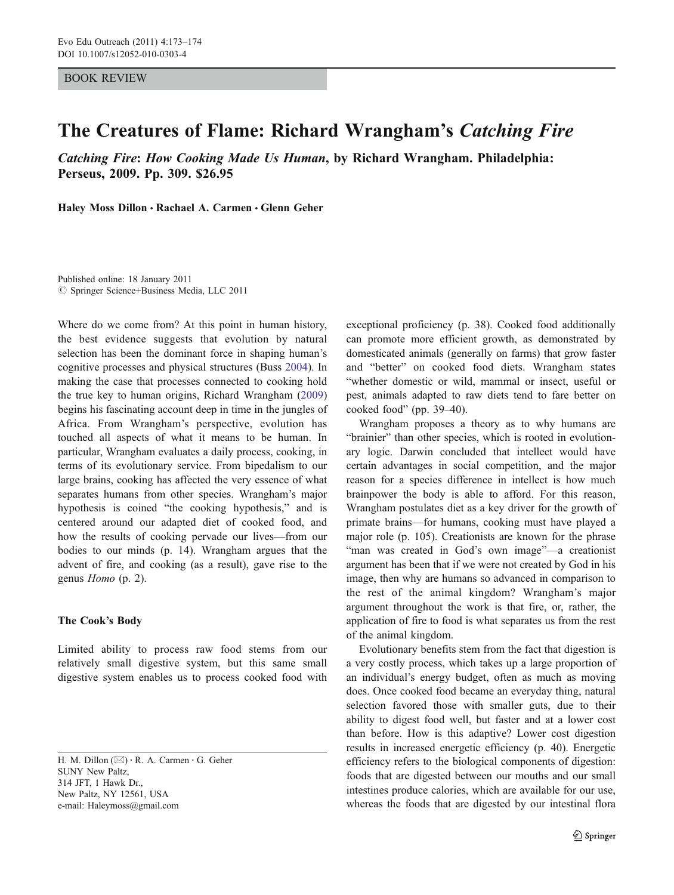BOOK REVIEW

# The Creatures of Flame: Richard Wrangham's *Catching Fire*

***Catching Fire*: *How Cooking Made Us Human*, by Richard Wrangham. Philadelphia: Perseus, 2009. Pp. 309. $26.95**

**Haley Moss Dillon · Rachael A. Carmen · Glenn Geher**

Published online: 18 January 2011
© Springer Science+Business Media, LLC 2011

Where do we come from? At this point in human history, the best evidence suggests that evolution by natural selection has been the dominant force in shaping human's cognitive processes and physical structures (Buss 2004). In making the case that processes connected to cooking hold the true key to human origins, Richard Wrangham (2009) begins his fascinating account deep in time in the jungles of Africa. From Wrangham's perspective, evolution has touched all aspects of what it means to be human. In particular, Wrangham evaluates a daily process, cooking, in terms of its evolutionary service. From bipedalism to our large brains, cooking has affected the very essence of what separates humans from other species. Wrangham's major hypothesis is coined "the cooking hypothesis," and is centered around our adapted diet of cooked food, and how the results of cooking pervade our lives—from our bodies to our minds (p. 14). Wrangham argues that the advent of fire, and cooking (as a result), gave rise to the genus *Homo* (p. 2).

### The Cook's Body

Limited ability to process raw food stems from our relatively small digestive system, but this same small digestive system enables us to process cooked food with exceptional proficiency (p. 38). Cooked food additionally can promote more efficient growth, as demonstrated by domesticated animals (generally on farms) that grow faster and "better" on cooked food diets. Wrangham states "whether domestic or wild, mammal or insect, useful or pest, animals adapted to raw diets tend to fare better on cooked food" (pp. 39–40).

Wrangham proposes a theory as to why humans are "brainier" than other species, which is rooted in evolutionary logic. Darwin concluded that intellect would have certain advantages in social competition, and the major reason for a species difference in intellect is how much brainpower the body is able to afford. For this reason, Wrangham postulates diet as a key driver for the growth of primate brains—for humans, cooking must have played a major role (p. 105). Creationists are known for the phrase "man was created in God's own image"—a creationist argument has been that if we were not created by God in his image, then why are humans so advanced in comparison to the rest of the animal kingdom? Wrangham's major argument throughout the work is that fire, or, rather, the application of fire to food is what separates us from the rest of the animal kingdom.

Evolutionary benefits stem from the fact that digestion is a very costly process, which takes up a large proportion of an individual's energy budget, often as much as moving does. Once cooked food became an everyday thing, natural selection favored those with smaller guts, due to their ability to digest food well, but faster and at a lower cost than before. How is this adaptive? Lower cost digestion results in increased energetic efficiency (p. 40). Energetic efficiency refers to the biological components of digestion: foods that are digested between our mouths and our small intestines produce calories, which are available for our use, whereas the foods that are digested by our intestinal flora

H. M. Dillon (✉) · R. A. Carmen · G. Geher
SUNY New Paltz,
314 JFT, 1 Hawk Dr.,
New Paltz, NY 12561, USA
e-mail: Haleymoss@gmail.com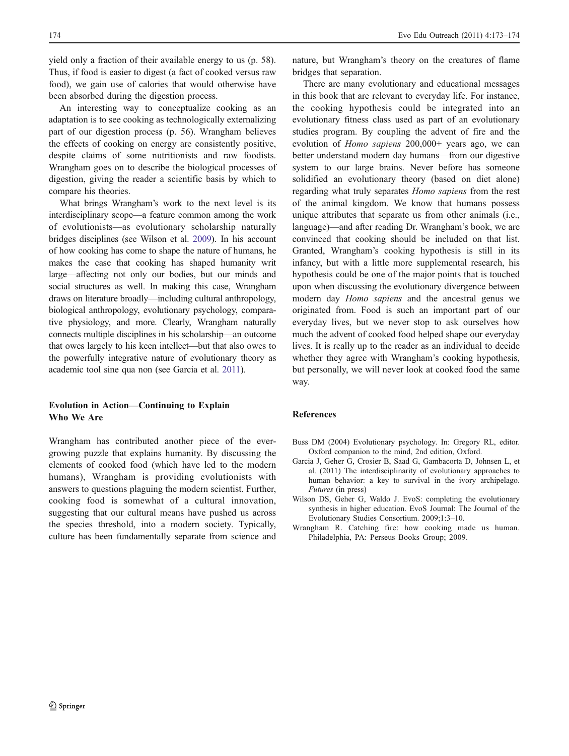yield only a fraction of their available energy to us (p. 58). Thus, if food is easier to digest (a fact of cooked versus raw food), we gain use of calories that would otherwise have been absorbed during the digestion process.

An interesting way to conceptualize cooking as an adaptation is to see cooking as technologically externalizing part of our digestion process (p. 56). Wrangham believes the effects of cooking on energy are consistently positive, despite claims of some nutritionists and raw foodists. Wrangham goes on to describe the biological processes of digestion, giving the reader a scientific basis by which to compare his theories.

What brings Wrangham's work to the next level is its interdisciplinary scope—a feature common among the work of evolutionists—as evolutionary scholarship naturally bridges disciplines (see Wilson et al. 2009). In his account of how cooking has come to shape the nature of humans, he makes the case that cooking has shaped humanity writ large—affecting not only our bodies, but our minds and social structures as well. In making this case, Wrangham draws on literature broadly—including cultural anthropology, biological anthropology, evolutionary psychology, comparative physiology, and more. Clearly, Wrangham naturally connects multiple disciplines in his scholarship—an outcome that owes largely to his keen intellect—but that also owes to the powerfully integrative nature of evolutionary theory as academic tool sine qua non (see Garcia et al. 2011).

## Evolution in Action—Continuing to Explain Who We Are

Wrangham has contributed another piece of the ever-growing puzzle that explains humanity. By discussing the elements of cooked food (which have led to the modern humans), Wrangham is providing evolutionists with answers to questions plaguing the modern scientist. Further, cooking food is somewhat of a cultural innovation, suggesting that our cultural means have pushed us across the species threshold, into a modern society. Typically, culture has been fundamentally separate from science and nature, but Wrangham's theory on the creatures of flame bridges that separation.

There are many evolutionary and educational messages in this book that are relevant to everyday life. For instance, the cooking hypothesis could be integrated into an evolutionary fitness class used as part of an evolutionary studies program. By coupling the advent of fire and the evolution of *Homo sapiens* 200,000+ years ago, we can better understand modern day humans—from our digestive system to our large brains. Never before has someone solidified an evolutionary theory (based on diet alone) regarding what truly separates *Homo sapiens* from the rest of the animal kingdom. We know that humans possess unique attributes that separate us from other animals (i.e., language)—and after reading Dr. Wrangham's book, we are convinced that cooking should be included on that list. Granted, Wrangham's cooking hypothesis is still in its infancy, but with a little more supplemental research, his hypothesis could be one of the major points that is touched upon when discussing the evolutionary divergence between modern day *Homo sapiens* and the ancestral genus we originated from. Food is such an important part of our everyday lives, but we never stop to ask ourselves how much the advent of cooked food helped shape our everyday lives. It is really up to the reader as an individual to decide whether they agree with Wrangham's cooking hypothesis, but personally, we will never look at cooked food the same way.

## References

Buss DM (2004) Evolutionary psychology. In: Gregory RL, editor. Oxford companion to the mind, 2nd edition, Oxford.

Garcia J, Geher G, Crosier B, Saad G, Gambacorta D, Johnsen L, et al. (2011) The interdisciplinarity of evolutionary approaches to human behavior: a key to survival in the ivory archipelago. *Futures* (in press)

Wilson DS, Geher G, Waldo J. EvoS: completing the evolutionary synthesis in higher education. EvoS Journal: The Journal of the Evolutionary Studies Consortium. 2009;1:3–10.

Wrangham R. Catching fire: how cooking made us human. Philadelphia, PA: Perseus Books Group; 2009.